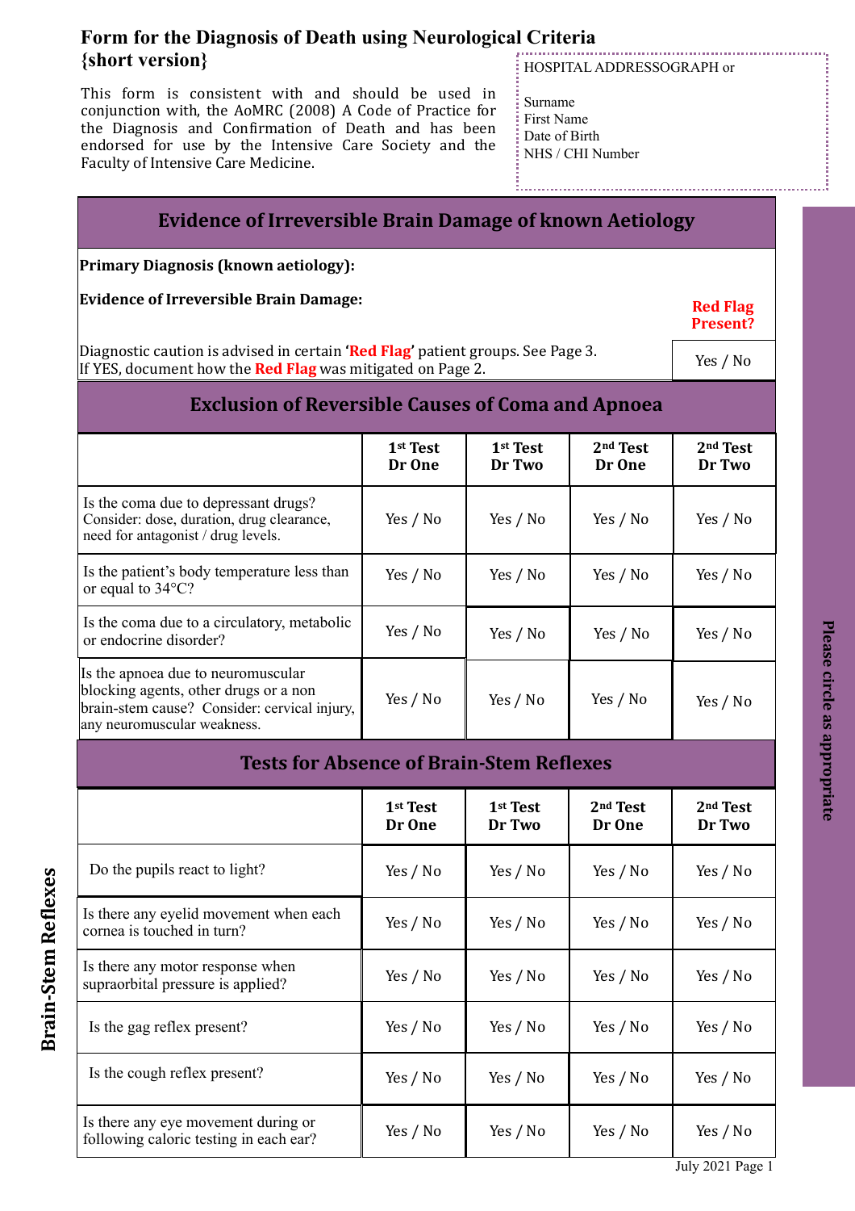# Form for the Diagnosis of Death using Neurological Criteria {short version}

This form is consistent with and should be used in conjunction with, the AoMRC (2008) A Code of Practice for the Diagnosis and Confirmation of Death and has been endorsed for use by the Intensive Care Society and the Faculty of Intensive Care Medicine.

HOSPITAL ADDRESSOGRAPH or

Surname
First Name
Date of Birth
NHS / CHI Number

## Evidence of Irreversible Brain Damage of known Aetiology

**Primary Diagnosis (known aetiology):**

**Evidence of Irreversible Brain Damage:**

| | **Red Flag Present?** |
|---|---|
| Diagnostic caution is advised in certain '**Red Flag**' patient groups. See Page 3. If YES, document how the **Red Flag** was mitigated on Page 2. | Yes / No |

## Exclusion of Reversible Causes of Coma and Apnoea

| | **1st Test Dr One** | **1st Test Dr Two** | **2nd Test Dr One** | **2nd Test Dr Two** |
|---|---|---|---|---|
| Is the coma due to depressant drugs? Consider: dose, duration, drug clearance, need for antagonist / drug levels. | Yes / No | Yes / No | Yes / No | Yes / No |
| Is the patient's body temperature less than or equal to 34°C? | Yes / No | Yes / No | Yes / No | Yes / No |
| Is the coma due to a circulatory, metabolic or endocrine disorder? | Yes / No | Yes / No | Yes / No | Yes / No |
| Is the apnoea due to neuromuscular blocking agents, other drugs or a non brain-stem cause? Consider: cervical injury, any neuromuscular weakness. | Yes / No | Yes / No | Yes / No | Yes / No |

## Tests for Absence of Brain-Stem Reflexes

**Brain-Stem Reflexes**

| | **1st Test Dr One** | **1st Test Dr Two** | **2nd Test Dr One** | **2nd Test Dr Two** |
|---|---|---|---|---|
| Do the pupils react to light? | Yes / No | Yes / No | Yes / No | Yes / No |
| Is there any eyelid movement when each cornea is touched in turn? | Yes / No | Yes / No | Yes / No | Yes / No |
| Is there any motor response when supraorbital pressure is applied? | Yes / No | Yes / No | Yes / No | Yes / No |
| Is the gag reflex present? | Yes / No | Yes / No | Yes / No | Yes / No |
| Is the cough reflex present? | Yes / No | Yes / No | Yes / No | Yes / No |
| Is there any eye movement during or following caloric testing in each ear? | Yes / No | Yes / No | Yes / No | Yes / No |

**Please circle as appropriate**

July 2021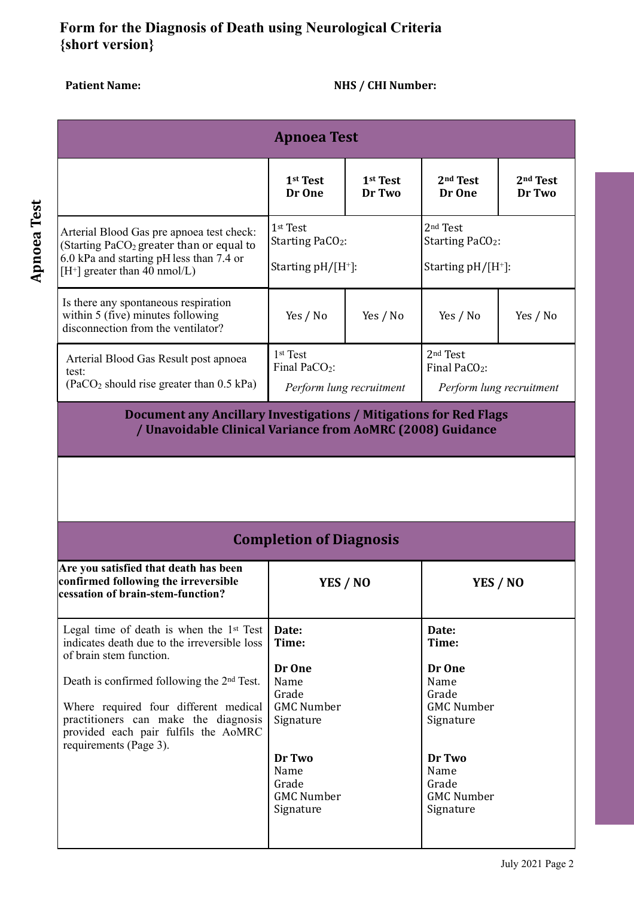# Form for the Diagnosis of Death using Neurological Criteria {short version}

**Patient Name:**

**NHS / CHI Number:**

**Apnoea Test**

| Apnoea Test | | | | |
|---|---|---|---|---|
| | **1st Test Dr One** | **1st Test Dr Two** | **2nd Test Dr One** | **2nd Test Dr Two** |
| Arterial Blood Gas pre apnoea test check: (Starting $PaCO_2$ greater than or equal to 6.0 kPa and starting pH less than 7.4 or $[H^+]$ greater than 40 nmol/L) | 1st Test Starting $PaCO_2$: Starting pH/$[H^+]$: | | 2nd Test Starting $PaCO_2$: Starting pH/$[H^+]$: | |
| Is there any spontaneous respiration within 5 (five) minutes following disconnection from the ventilator? | Yes / No | Yes / No | Yes / No | Yes / No |
| Arterial Blood Gas Result post apnoea test: ($PaCO_2$ should rise greater than 0.5 kPa) | 1st Test Final $PaCO_2$: *Perform lung recruitment* | | 2nd Test Final $PaCO_2$: *Perform lung recruitment* | |

**Document any Ancillary Investigations / Mitigations for Red Flags / Unavoidable Clinical Variance from AoMRC (2008) Guidance**

## Completion of Diagnosis

| | | |
|---|---|---|
| **Are you satisfied that death has been confirmed following the irreversible cessation of brain-stem-function?** | **YES / NO** | **YES / NO** |
| Legal time of death is when the 1st Test indicates death due to the irreversible loss of brain stem function.<br><br>Death is confirmed following the 2nd Test.<br><br>Where required four different medical practitioners can make the diagnosis provided each pair fulfils the AoMRC requirements (Page 3). | **Date:**<br>**Time:**<br><br>**Dr One**<br>Name<br>Grade<br>GMC Number<br>Signature<br><br>**Dr Two**<br>Name<br>Grade<br>GMC Number<br>Signature | **Date:**<br>**Time:**<br><br>**Dr One**<br>Name<br>Grade<br>GMC Number<br>Signature<br><br>**Dr Two**<br>Name<br>Grade<br>GMC Number<br>Signature |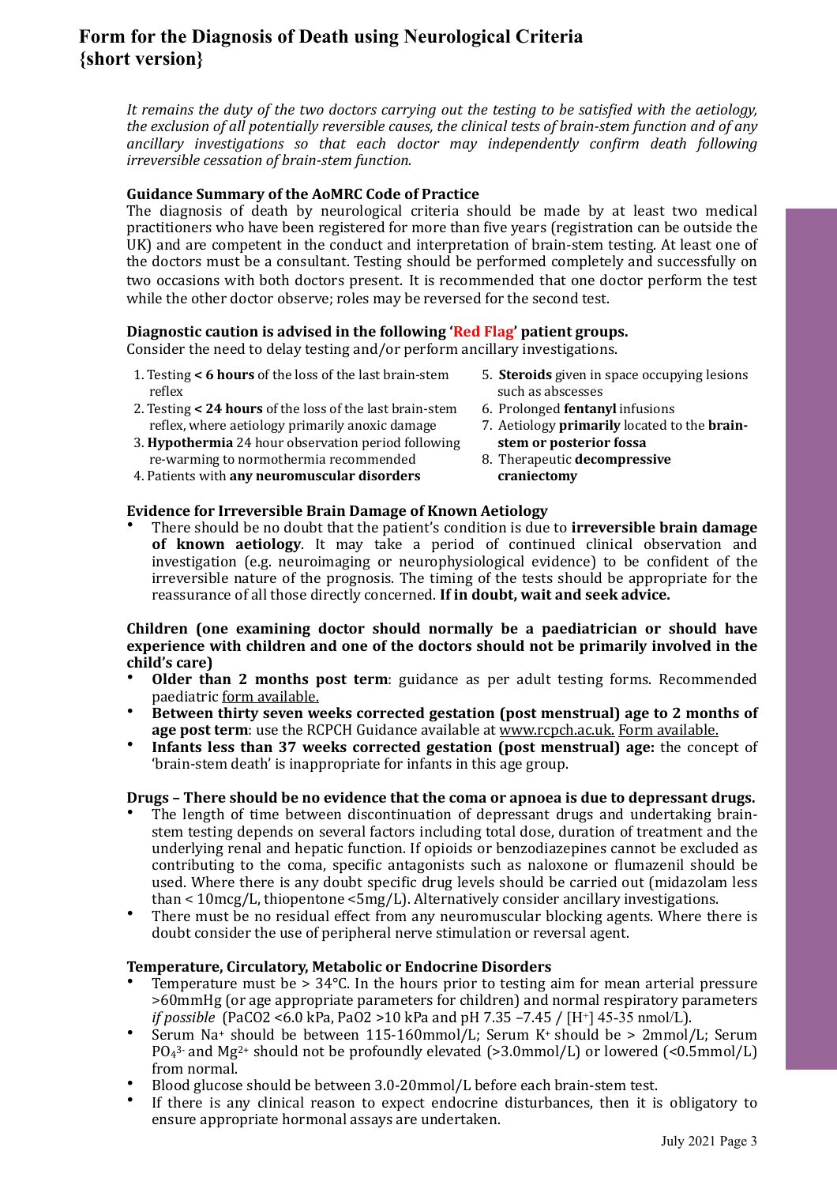# Form for the Diagnosis of Death using Neurological Criteria {short version}

*It remains the duty of the two doctors carrying out the testing to be satisfied with the aetiology, the exclusion of all potentially reversible causes, the clinical tests of brain-stem function and of any ancillary investigations so that each doctor may independently confirm death following irreversible cessation of brain-stem function.*

**Guidance Summary of the AoMRC Code of Practice**

The diagnosis of death by neurological criteria should be made by at least two medical practitioners who have been registered for more than five years (registration can be outside the UK) and are competent in the conduct and interpretation of brain-stem testing. At least one of the doctors must be a consultant. Testing should be performed completely and successfully on two occasions with both doctors present. It is recommended that one doctor perform the test while the other doctor observe; roles may be reversed for the second test.

**Diagnostic caution is advised in the following 'Red Flag' patient groups.**

Consider the need to delay testing and/or perform ancillary investigations.

1. Testing **< 6 hours** of the loss of the last brain-stem reflex
2. Testing **< 24 hours** of the loss of the last brain-stem reflex, where aetiology primarily anoxic damage
3. **Hypothermia** 24 hour observation period following re-warming to normothermia recommended
4. Patients with **any neuromuscular disorders**
5. **Steroids** given in space occupying lesions such as abscesses
6. Prolonged **fentanyl** infusions
7. Aetiology **primarily** located to the **brain-stem or posterior fossa**
8. Therapeutic **decompressive craniectomy**

**Evidence for Irreversible Brain Damage of Known Aetiology**

- There should be no doubt that the patient's condition is due to **irreversible brain damage of known aetiology**. It may take a period of continued clinical observation and investigation (e.g. neuroimaging or neurophysiological evidence) to be confident of the irreversible nature of the prognosis. The timing of the tests should be appropriate for the reassurance of all those directly concerned. **If in doubt, wait and seek advice.**

**Children (one examining doctor should normally be a paediatrician or should have experience with children and one of the doctors should not be primarily involved in the child's care)**

- **Older than 2 months post term**: guidance as per adult testing forms. Recommended paediatric form available.
- **Between thirty seven weeks corrected gestation (post menstrual) age to 2 months of age post term**: use the RCPCH Guidance available at www.rcpch.ac.uk. Form available.
- **Infants less than 37 weeks corrected gestation (post menstrual) age:** the concept of 'brain-stem death' is inappropriate for infants in this age group.

**Drugs – There should be no evidence that the coma or apnoea is due to depressant drugs.**

- The length of time between discontinuation of depressant drugs and undertaking brain-stem testing depends on several factors including total dose, duration of treatment and the underlying renal and hepatic function. If opioids or benzodiazepines cannot be excluded as contributing to the coma, specific antagonists such as naloxone or flumazenil should be used. Where there is any doubt specific drug levels should be carried out (midazolam less than < 10mcg/L, thiopentone <5mg/L). Alternatively consider ancillary investigations.
- There must be no residual effect from any neuromuscular blocking agents. Where there is doubt consider the use of peripheral nerve stimulation or reversal agent.

**Temperature, Circulatory, Metabolic or Endocrine Disorders**

- Temperature must be > 34°C. In the hours prior to testing aim for mean arterial pressure >60mmHg (or age appropriate parameters for children) and normal respiratory parameters *if possible* ($PaCO_2$ <6.0 kPa, $PaO_2$ >10 kPa and pH 7.35 –7.45 / $[H^+]$ 45-35 nmol/L).
- Serum $Na^+$ should be between 115-160mmol/L; Serum $K^+$ should be > 2mmol/L; Serum $PO_4^{3-}$ and $Mg^{2+}$ should not be profoundly elevated (>3.0mmol/L) or lowered (<0.5mmol/L) from normal.
- Blood glucose should be between 3.0-20mmol/L before each brain-stem test.
- If there is any clinical reason to expect endocrine disturbances, then it is obligatory to ensure appropriate hormonal assays are undertaken.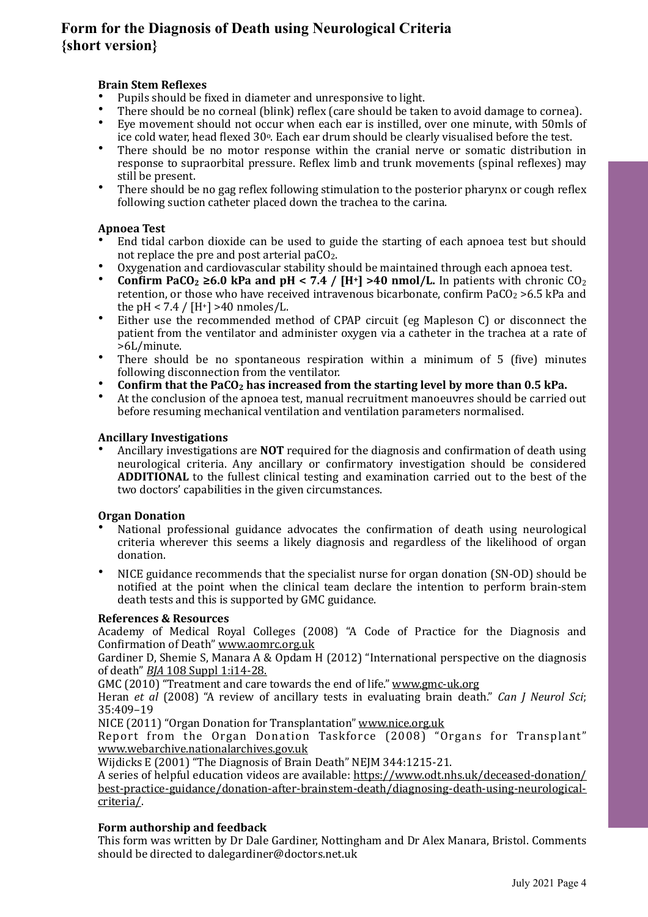# Form for the Diagnosis of Death using Neurological Criteria {short version}

**Brain Stem Reflexes**

- Pupils should be fixed in diameter and unresponsive to light.
- There should be no corneal (blink) reflex (care should be taken to avoid damage to cornea).
- Eye movement should not occur when each ear is instilled, over one minute, with 50mls of ice cold water, head flexed 30$^{o}$. Each ear drum should be clearly visualised before the test.
- There should be no motor response within the cranial nerve or somatic distribution in response to supraorbital pressure. Reflex limb and trunk movements (spinal reflexes) may still be present.
- There should be no gag reflex following stimulation to the posterior pharynx or cough reflex following suction catheter placed down the trachea to the carina.

**Apnoea Test**

- End tidal carbon dioxide can be used to guide the starting of each apnoea test but should not replace the pre and post arterial $paCO_2$.
- Oxygenation and cardiovascular stability should be maintained through each apnoea test.
- **Confirm $PaCO_2$ ≥6.0 kPa and pH < 7.4 / $[H^+]$ >40 nmol/L.** In patients with chronic $CO_2$ retention, or those who have received intravenous bicarbonate, confirm $PaCO_2$ >6.5 kPa and the pH < 7.4 / $[H^+]$ >40 nmoles/L.
- Either use the recommended method of CPAP circuit (eg Mapleson C) or disconnect the patient from the ventilator and administer oxygen via a catheter in the trachea at a rate of >6L/minute.
- There should be no spontaneous respiration within a minimum of 5 (five) minutes following disconnection from the ventilator.
- **Confirm that the $PaCO_2$ has increased from the starting level by more than 0.5 kPa.**
- At the conclusion of the apnoea test, manual recruitment manoeuvres should be carried out before resuming mechanical ventilation and ventilation parameters normalised.

**Ancillary Investigations**

- Ancillary investigations are **NOT** required for the diagnosis and confirmation of death using neurological criteria. Any ancillary or confirmatory investigation should be considered **ADDITIONAL** to the fullest clinical testing and examination carried out to the best of the two doctors' capabilities in the given circumstances.

**Organ Donation**

- National professional guidance advocates the confirmation of death using neurological criteria wherever this seems a likely diagnosis and regardless of the likelihood of organ donation.
- NICE guidance recommends that the specialist nurse for organ donation (SN-OD) should be notified at the point when the clinical team declare the intention to perform brain-stem death tests and this is supported by GMC guidance.

**References & Resources**

Academy of Medical Royal Colleges (2008) "A Code of Practice for the Diagnosis and Confirmation of Death" www.aomrc.org.uk

Gardiner D, Shemie S, Manara A & Opdam H (2012) "International perspective on the diagnosis of death" *BJA* 108 Suppl 1:i14-28.

GMC (2010) "Treatment and care towards the end of life." www.gmc-uk.org

Heran *et al* (2008) "A review of ancillary tests in evaluating brain death." *Can J Neurol Sci*; 35:409–19

NICE (2011) "Organ Donation for Transplantation" www.nice.org.uk

Report from the Organ Donation Taskforce (2008) "Organs for Transplant" www.webarchive.nationalarchives.gov.uk

Wijdicks E (2001) "The Diagnosis of Brain Death" NEJM 344:1215-21.

A series of helpful education videos are available: https://www.odt.nhs.uk/deceased-donation/best-practice-guidance/donation-after-brainstem-death/diagnosing-death-using-neurological-criteria/.

**Form authorship and feedback**

This form was written by Dr Dale Gardiner, Nottingham and Dr Alex Manara, Bristol. Comments should be directed to dalegardiner@doctors.net.uk